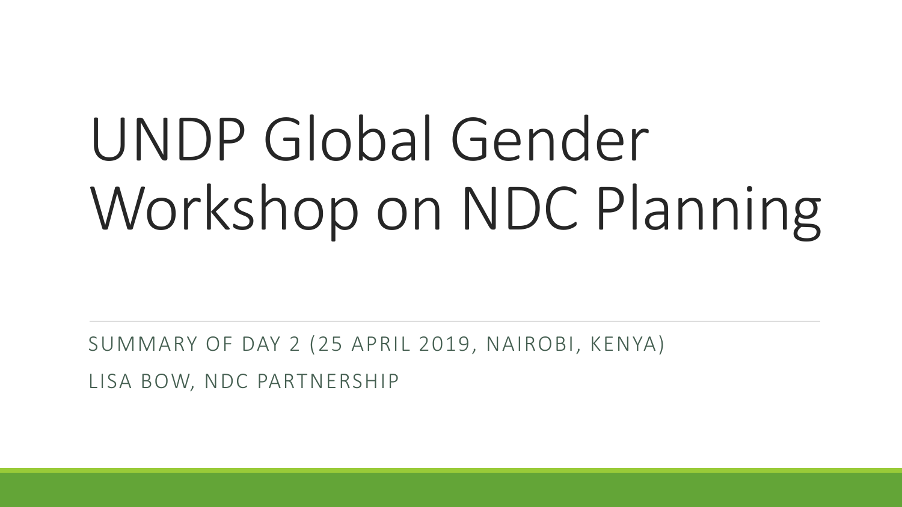# UNDP Global Gender Workshop on NDC Planning

SUMMARY OF DAY 2 (25 APRIL 2019, NAIROBI, KENYA)

LISA BOW, NDC PARTNERSHIP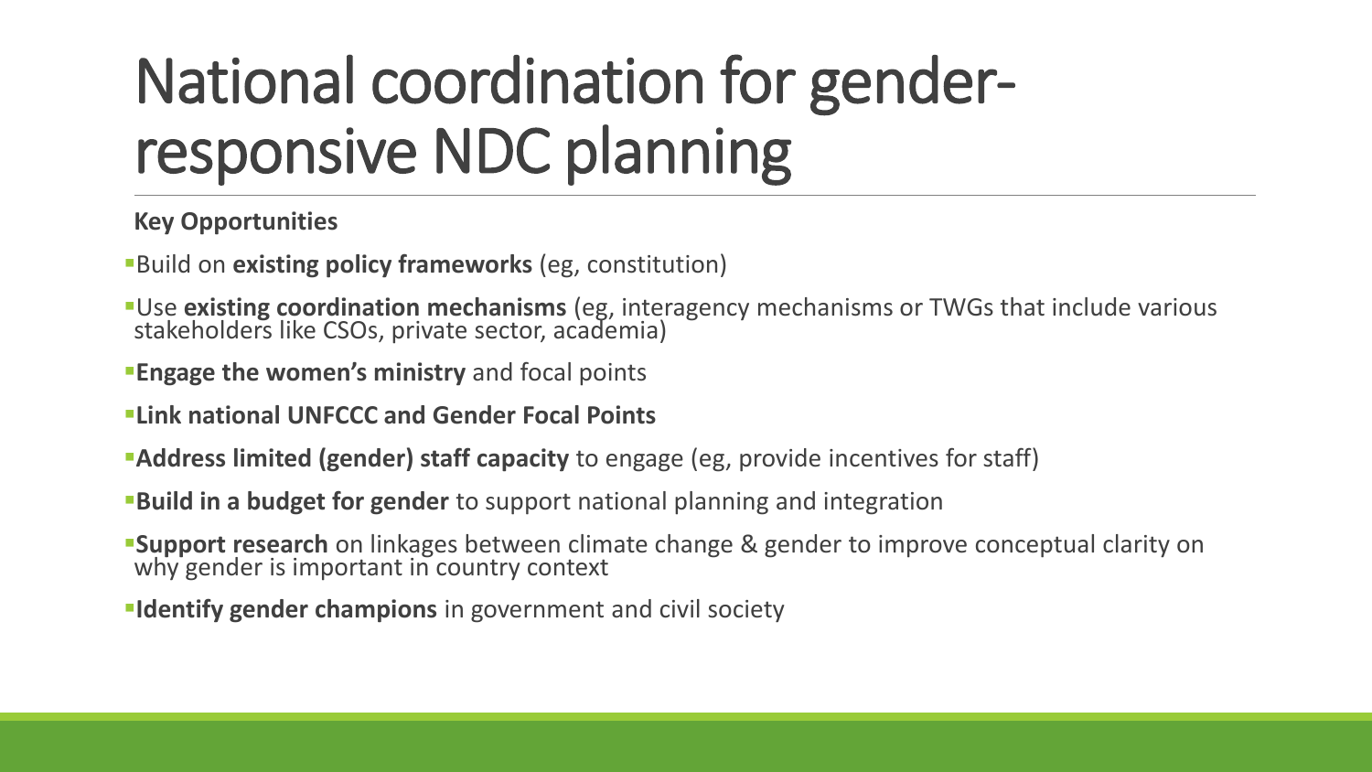# National coordination for gender-responsive NDC planning

**Key Opportunities**

- Build on **existing policy frameworks** (eg, constitution)
- Use **existing coordination mechanisms** (eg, interagency mechanisms or TWGs that include various stakeholders like CSOs, private sector, academia)
- **Engage the women's ministry** and focal points
- **Link national UNFCCC and Gender Focal Points**
- **Address limited (gender) staff capacity** to engage (eg, provide incentives for staff)
- **Build in a budget for gender** to support national planning and integration
- **Support research** on linkages between climate change & gender to improve conceptual clarity on why gender is important in country context
- **Identify gender champions** in government and civil society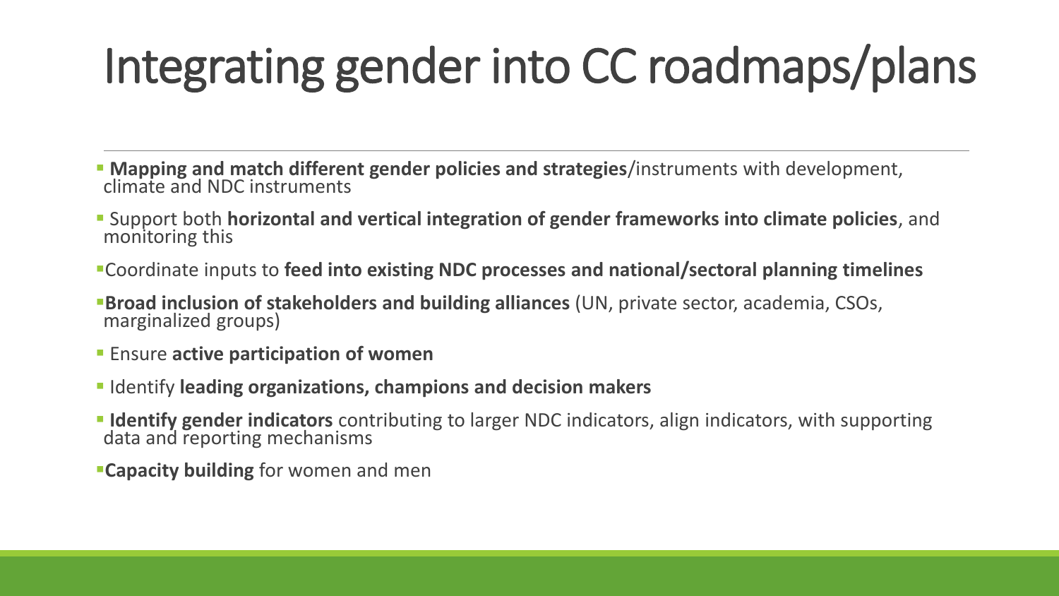# Integrating gender into CC roadmaps/plans

- **Mapping and match different gender policies and strategies**/instruments with development, climate and NDC instruments
- Support both **horizontal and vertical integration of gender frameworks into climate policies**, and monitoring this
- Coordinate inputs to **feed into existing NDC processes and national/sectoral planning timelines**
- **Broad inclusion of stakeholders and building alliances** (UN, private sector, academia, CSOs, marginalized groups)
- Ensure **active participation of women**
- Identify **leading organizations, champions and decision makers**
- **Identify gender indicators** contributing to larger NDC indicators, align indicators, with supporting data and reporting mechanisms
- **Capacity building** for women and men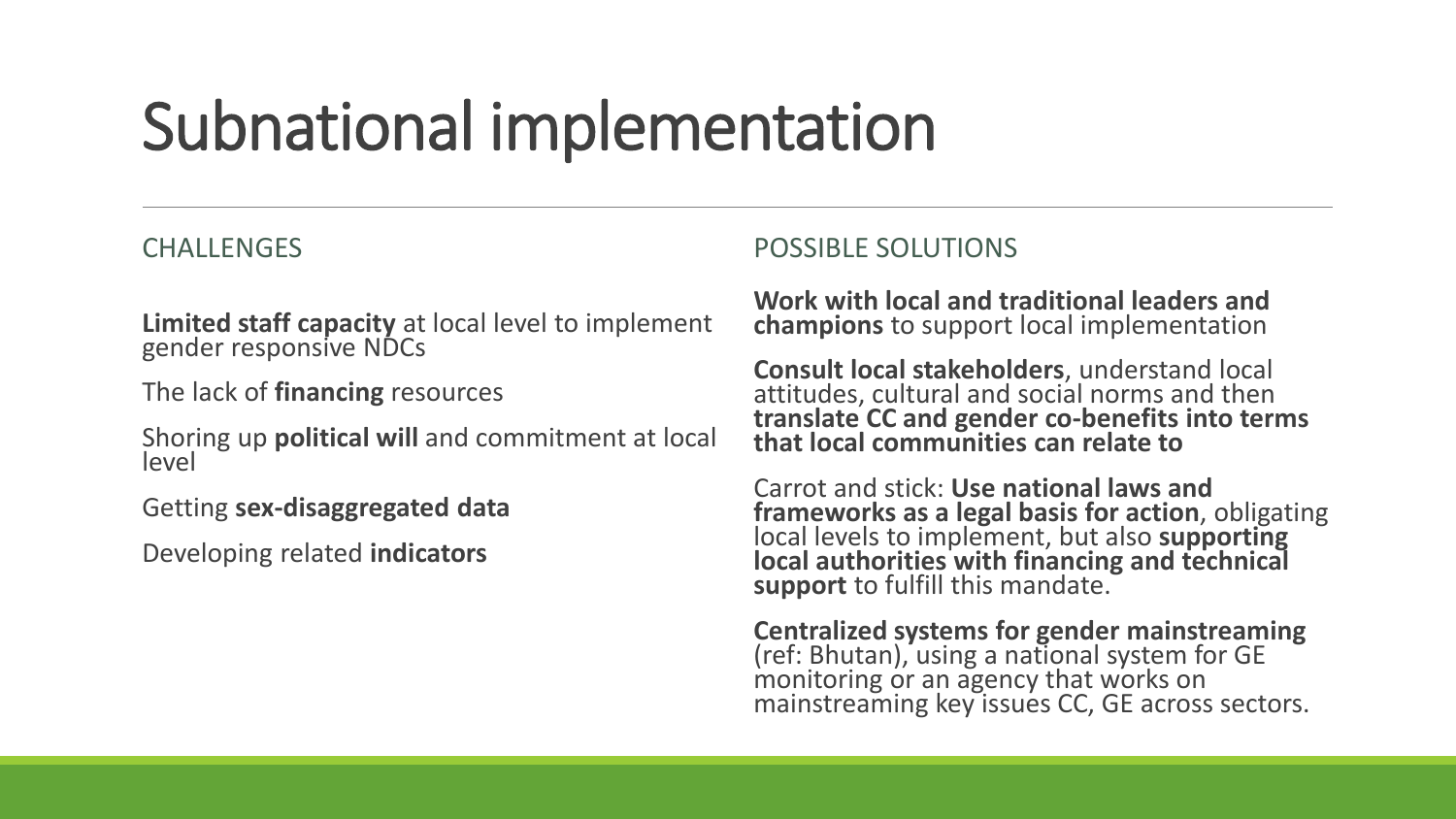# Subnational implementation

## CHALLENGES

**Limited staff capacity** at local level to implement gender responsive NDCs

The lack of **financing** resources

Shoring up **political will** and commitment at local level

Getting **sex-disaggregated data**

Developing related **indicators**

## POSSIBLE SOLUTIONS

**Work with local and traditional leaders and champions** to support local implementation

**Consult local stakeholders**, understand local attitudes, cultural and social norms and then **translate CC and gender co-benefits into terms that local communities can relate to**

Carrot and stick: **Use national laws and frameworks as a legal basis for action**, obligating local levels to implement, but also **supporting local authorities with financing and technical support** to fulfill this mandate.

**Centralized systems for gender mainstreaming** (ref: Bhutan), using a national system for GE monitoring or an agency that works on mainstreaming key issues CC, GE across sectors.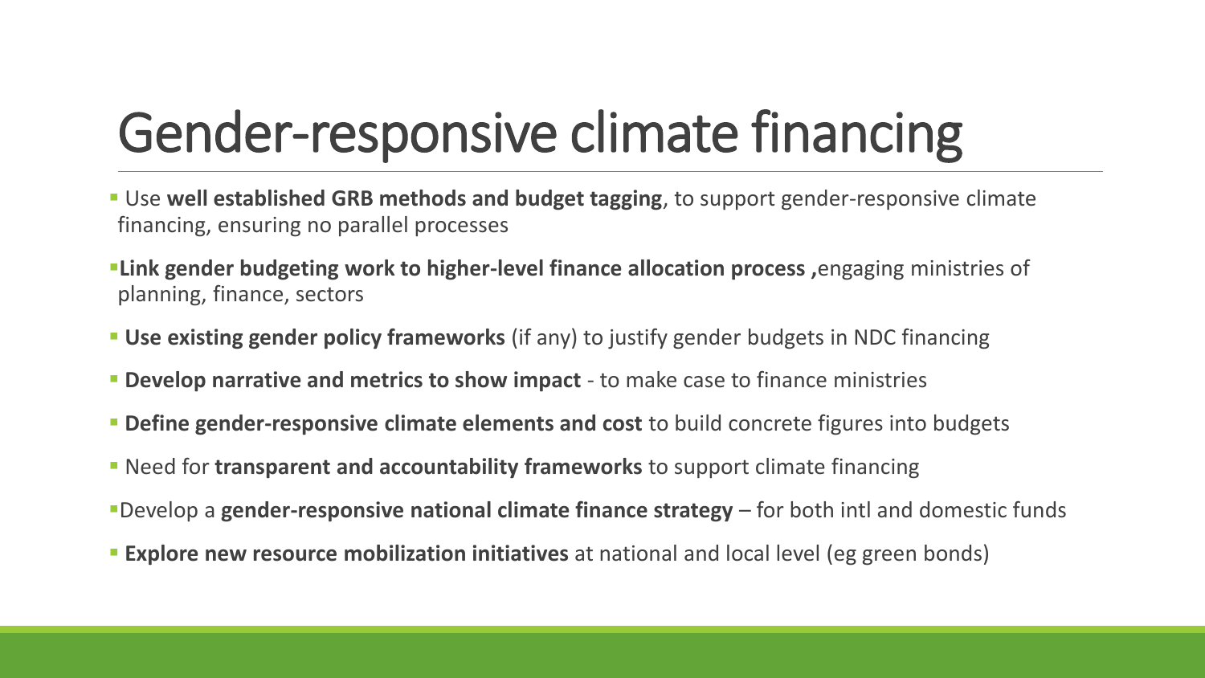# Gender-responsive climate financing

- Use **well established GRB methods and budget tagging**, to support gender-responsive climate financing, ensuring no parallel processes
- **Link gender budgeting work to higher-level finance allocation process ,**engaging ministries of planning, finance, sectors
- **Use existing gender policy frameworks** (if any) to justify gender budgets in NDC financing
- **Develop narrative and metrics to show impact** - to make case to finance ministries
- **Define gender-responsive climate elements and cost** to build concrete figures into budgets
- Need for **transparent and accountability frameworks** to support climate financing
- Develop a **gender-responsive national climate finance strategy** – for both intl and domestic funds
- **Explore new resource mobilization initiatives** at national and local level (eg green bonds)